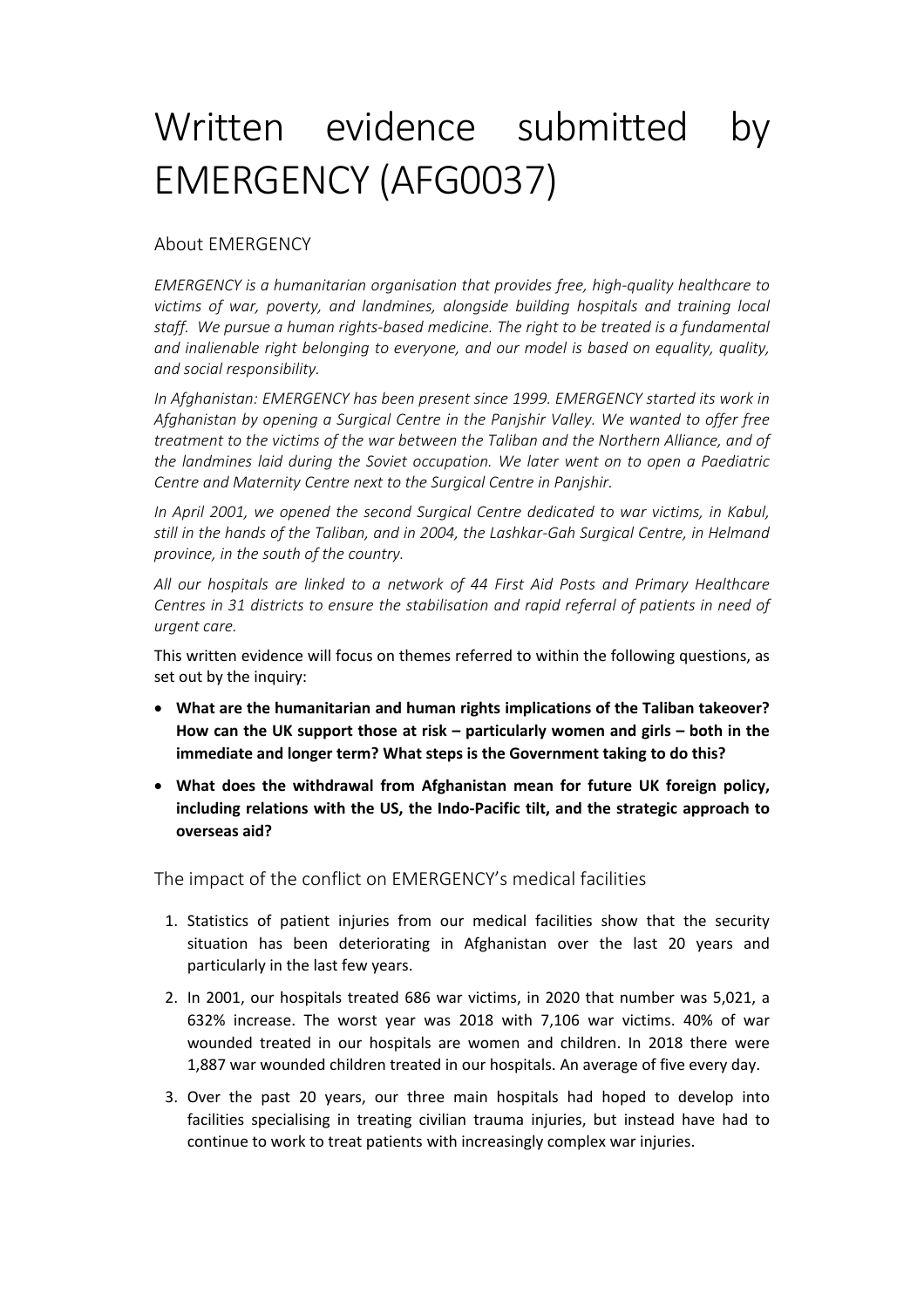# Written evidence submitted by EMERGENCY (AFG0037)

## About EMERGENCY

*EMERGENCY is a humanitarian organisation that provides free, high-quality healthcare to victims of war, poverty, and landmines, alongside building hospitals and training local staff. We pursue a human rights-based medicine. The right to be treated is a fundamental and inalienable right belonging to everyone, and our model is based on equality, quality, and social responsibility.*

*In Afghanistan: EMERGENCY has been present since 1999. EMERGENCY started its work in Afghanistan by opening a Surgical Centre in the Panjshir Valley. We wanted to offer free treatment to the victims of the war between the Taliban and the Northern Alliance, and of the landmines laid during the Soviet occupation. We later went on to open a Paediatric Centre and Maternity Centre next to the Surgical Centre in Panjshir.*

*In April 2001, we opened the second Surgical Centre dedicated to war victims, in Kabul, still in the hands of the Taliban, and in 2004, the Lashkar-Gah Surgical Centre, in Helmand province, in the south of the country.*

*All our hospitals are linked to a network of 44 First Aid Posts and Primary Healthcare Centres in 31 districts to ensure the stabilisation and rapid referral of patients in need of urgent care.*

This written evidence will focus on themes referred to within the following questions, as set out by the inquiry:

- **What are the humanitarian and human rights implications of the Taliban takeover? How can the UK support those at risk – particularly women and girls – both in the immediate and longer term? What steps is the Government taking to do this?**
- **What does the withdrawal from Afghanistan mean for future UK foreign policy, including relations with the US, the Indo-Pacific tilt, and the strategic approach to overseas aid?**

## The impact of the conflict on EMERGENCY's medical facilities

1. Statistics of patient injuries from our medical facilities show that the security situation has been deteriorating in Afghanistan over the last 20 years and particularly in the last few years.
2. In 2001, our hospitals treated 686 war victims, in 2020 that number was 5,021, a 632% increase. The worst year was 2018 with 7,106 war victims. 40% of war wounded treated in our hospitals are women and children. In 2018 there were 1,887 war wounded children treated in our hospitals. An average of five every day.
3. Over the past 20 years, our three main hospitals had hoped to develop into facilities specialising in treating civilian trauma injuries, but instead have had to continue to work to treat patients with increasingly complex war injuries.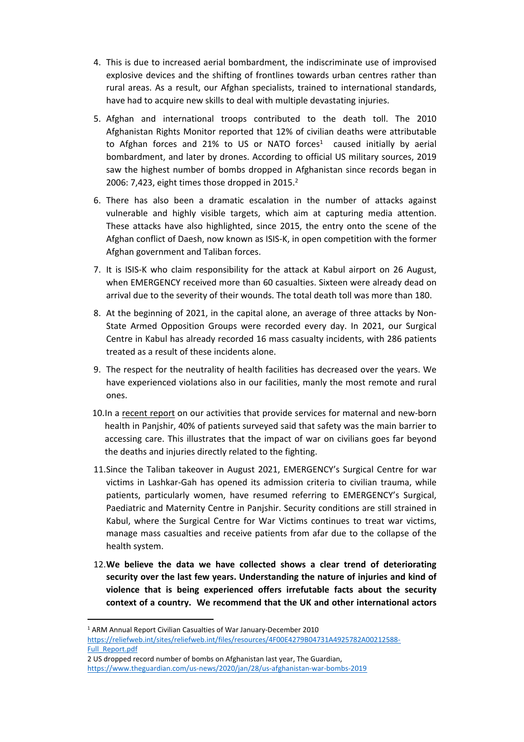4. This is due to increased aerial bombardment, the indiscriminate use of improvised explosive devices and the shifting of frontlines towards urban centres rather than rural areas. As a result, our Afghan specialists, trained to international standards, have had to acquire new skills to deal with multiple devastating injuries.

5. Afghan and international troops contributed to the death toll. The 2010 Afghanistan Rights Monitor reported that 12% of civilian deaths were attributable to Afghan forces and 21% to US or NATO forces[1] caused initially by aerial bombardment, and later by drones. According to official US military sources, 2019 saw the highest number of bombs dropped in Afghanistan since records began in 2006: 7,423, eight times those dropped in 2015.[2]

6. There has also been a dramatic escalation in the number of attacks against vulnerable and highly visible targets, which aim at capturing media attention. These attacks have also highlighted, since 2015, the entry onto the scene of the Afghan conflict of Daesh, now known as ISIS-K, in open competition with the former Afghan government and Taliban forces.

7. It is ISIS-K who claim responsibility for the attack at Kabul airport on 26 August, when EMERGENCY received more than 60 casualties. Sixteen were already dead on arrival due to the severity of their wounds. The total death toll was more than 180.

8. At the beginning of 2021, in the capital alone, an average of three attacks by Non-State Armed Opposition Groups were recorded every day. In 2021, our Surgical Centre in Kabul has already recorded 16 mass casualty incidents, with 286 patients treated as a result of these incidents alone.

9. The respect for the neutrality of health facilities has decreased over the years. We have experienced violations also in our facilities, manly the most remote and rural ones.

10. In a recent report on our activities that provide services for maternal and new-born health in Panjshir, 40% of patients surveyed said that safety was the main barrier to accessing care. This illustrates that the impact of war on civilians goes far beyond the deaths and injuries directly related to the fighting.

11. Since the Taliban takeover in August 2021, EMERGENCY's Surgical Centre for war victims in Lashkar-Gah has opened its admission criteria to civilian trauma, while patients, particularly women, have resumed referring to EMERGENCY's Surgical, Paediatric and Maternity Centre in Panjshir. Security conditions are still strained in Kabul, where the Surgical Centre for War Victims continues to treat war victims, manage mass casualties and receive patients from afar due to the collapse of the health system.

12. **We believe the data we have collected shows a clear trend of deteriorating security over the last few years. Understanding the nature of injuries and kind of violence that is being experienced offers irrefutable facts about the security context of a country. We recommend that the UK and other international actors**

---

[1] ARM Annual Report Civilian Casualties of War January-December 2010 https://reliefweb.int/sites/reliefweb.int/files/resources/4F00E4279B04731A4925782A00212588-Full_Report.pdf

[2] US dropped record number of bombs on Afghanistan last year, The Guardian, https://www.theguardian.com/us-news/2020/jan/28/us-afghanistan-war-bombs-2019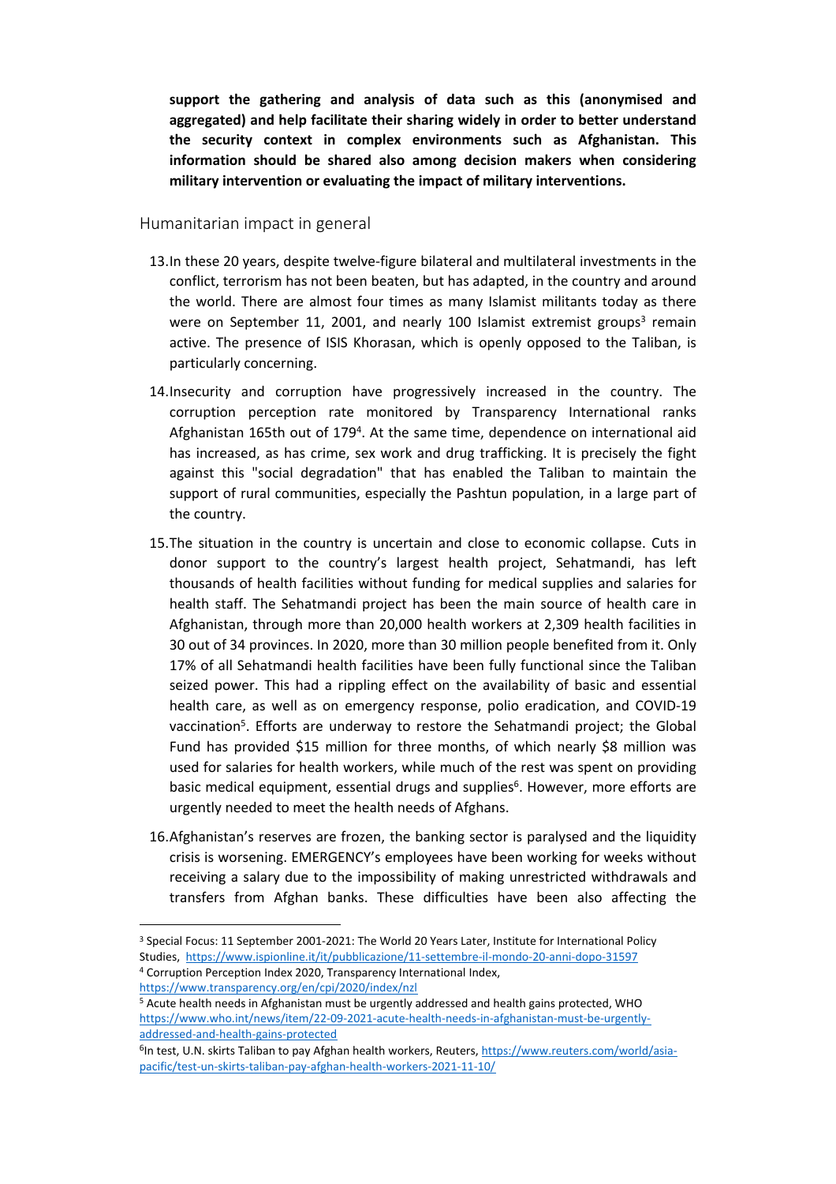**support the gathering and analysis of data such as this (anonymised and aggregated) and help facilitate their sharing widely in order to better understand the security context in complex environments such as Afghanistan. This information should be shared also among decision makers when considering military intervention or evaluating the impact of military interventions.**

## Humanitarian impact in general

13. In these 20 years, despite twelve-figure bilateral and multilateral investments in the conflict, terrorism has not been beaten, but has adapted, in the country and around the world. There are almost four times as many Islamist militants today as there were on September 11, 2001, and nearly 100 Islamist extremist groups[3] remain active. The presence of ISIS Khorasan, which is openly opposed to the Taliban, is particularly concerning.

14. Insecurity and corruption have progressively increased in the country. The corruption perception rate monitored by Transparency International ranks Afghanistan 165th out of 179[4]. At the same time, dependence on international aid has increased, as has crime, sex work and drug trafficking. It is precisely the fight against this "social degradation" that has enabled the Taliban to maintain the support of rural communities, especially the Pashtun population, in a large part of the country.

15. The situation in the country is uncertain and close to economic collapse. Cuts in donor support to the country's largest health project, Sehatmandi, has left thousands of health facilities without funding for medical supplies and salaries for health staff. The Sehatmandi project has been the main source of health care in Afghanistan, through more than 20,000 health workers at 2,309 health facilities in 30 out of 34 provinces. In 2020, more than 30 million people benefited from it. Only 17% of all Sehatmandi health facilities have been fully functional since the Taliban seized power. This had a rippling effect on the availability of basic and essential health care, as well as on emergency response, polio eradication, and COVID-19 vaccination[5]. Efforts are underway to restore the Sehatmandi project; the Global Fund has provided $15 million for three months, of which nearly $8 million was used for salaries for health workers, while much of the rest was spent on providing basic medical equipment, essential drugs and supplies[6]. However, more efforts are urgently needed to meet the health needs of Afghans.

16. Afghanistan's reserves are frozen, the banking sector is paralysed and the liquidity crisis is worsening. EMERGENCY's employees have been working for weeks without receiving a salary due to the impossibility of making unrestricted withdrawals and transfers from Afghan banks. These difficulties have been also affecting the

---

[3] Special Focus: 11 September 2001-2021: The World 20 Years Later, Institute for International Policy Studies, https://www.ispionline.it/it/pubblicazione/11-settembre-il-mondo-20-anni-dopo-31597

[4] Corruption Perception Index 2020, Transparency International Index, https://www.transparency.org/en/cpi/2020/index/nzl

[5] Acute health needs in Afghanistan must be urgently addressed and health gains protected, WHO https://www.who.int/news/item/22-09-2021-acute-health-needs-in-afghanistan-must-be-urgently-addressed-and-health-gains-protected

[6] In test, U.N. skirts Taliban to pay Afghan health workers, Reuters, https://www.reuters.com/world/asia-pacific/test-un-skirts-taliban-pay-afghan-health-workers-2021-11-10/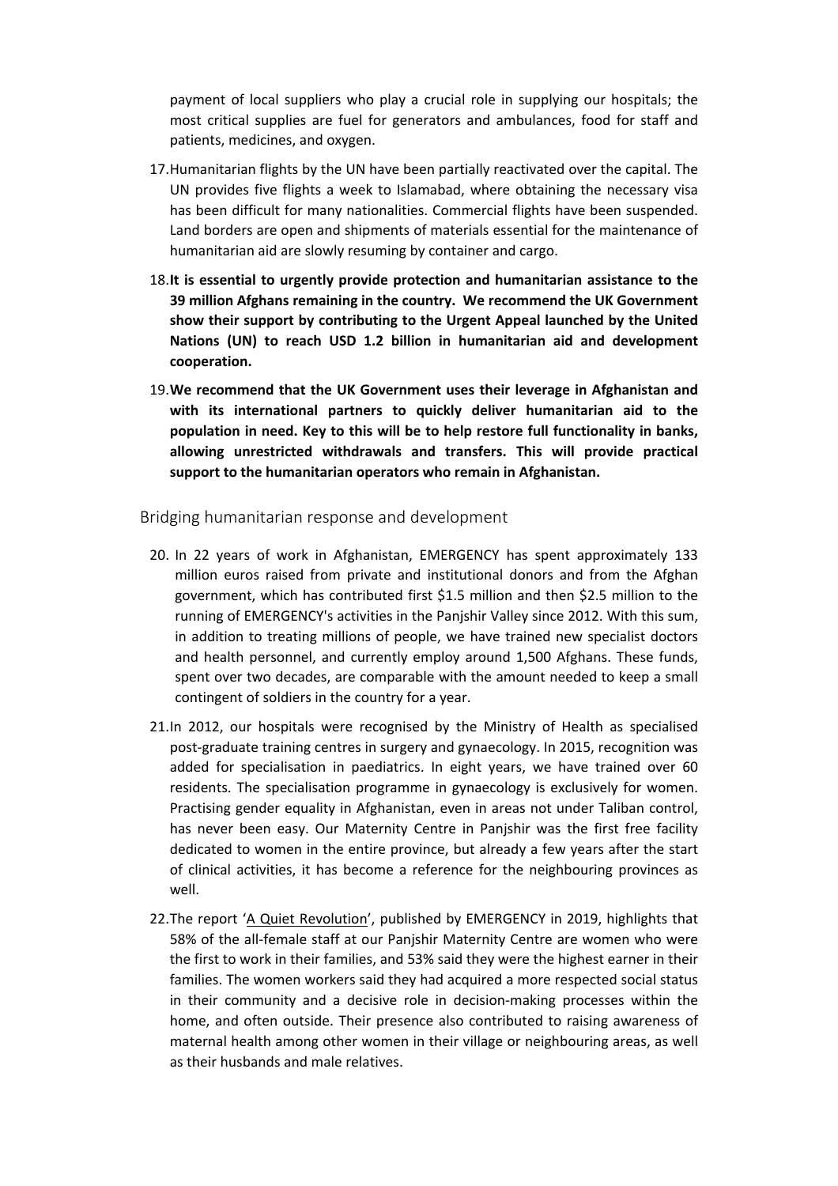payment of local suppliers who play a crucial role in supplying our hospitals; the most critical supplies are fuel for generators and ambulances, food for staff and patients, medicines, and oxygen.

17. Humanitarian flights by the UN have been partially reactivated over the capital. The UN provides five flights a week to Islamabad, where obtaining the necessary visa has been difficult for many nationalities. Commercial flights have been suspended. Land borders are open and shipments of materials essential for the maintenance of humanitarian aid are slowly resuming by container and cargo.

18. **It is essential to urgently provide protection and humanitarian assistance to the 39 million Afghans remaining in the country. We recommend the UK Government show their support by contributing to the Urgent Appeal launched by the United Nations (UN) to reach USD 1.2 billion in humanitarian aid and development cooperation.**

19. **We recommend that the UK Government uses their leverage in Afghanistan and with its international partners to quickly deliver humanitarian aid to the population in need. Key to this will be to help restore full functionality in banks, allowing unrestricted withdrawals and transfers. This will provide practical support to the humanitarian operators who remain in Afghanistan.**

## Bridging humanitarian response and development

20. In 22 years of work in Afghanistan, EMERGENCY has spent approximately 133 million euros raised from private and institutional donors and from the Afghan government, which has contributed first $1.5 million and then $2.5 million to the running of EMERGENCY's activities in the Panjshir Valley since 2012. With this sum, in addition to treating millions of people, we have trained new specialist doctors and health personnel, and currently employ around 1,500 Afghans. These funds, spent over two decades, are comparable with the amount needed to keep a small contingent of soldiers in the country for a year.

21. In 2012, our hospitals were recognised by the Ministry of Health as specialised post-graduate training centres in surgery and gynaecology. In 2015, recognition was added for specialisation in paediatrics. In eight years, we have trained over 60 residents. The specialisation programme in gynaecology is exclusively for women. Practising gender equality in Afghanistan, even in areas not under Taliban control, has never been easy. Our Maternity Centre in Panjshir was the first free facility dedicated to women in the entire province, but already a few years after the start of clinical activities, it has become a reference for the neighbouring provinces as well.

22. The report 'A Quiet Revolution', published by EMERGENCY in 2019, highlights that 58% of the all-female staff at our Panjshir Maternity Centre are women who were the first to work in their families, and 53% said they were the highest earner in their families. The women workers said they had acquired a more respected social status in their community and a decisive role in decision-making processes within the home, and often outside. Their presence also contributed to raising awareness of maternal health among other women in their village or neighbouring areas, as well as their husbands and male relatives.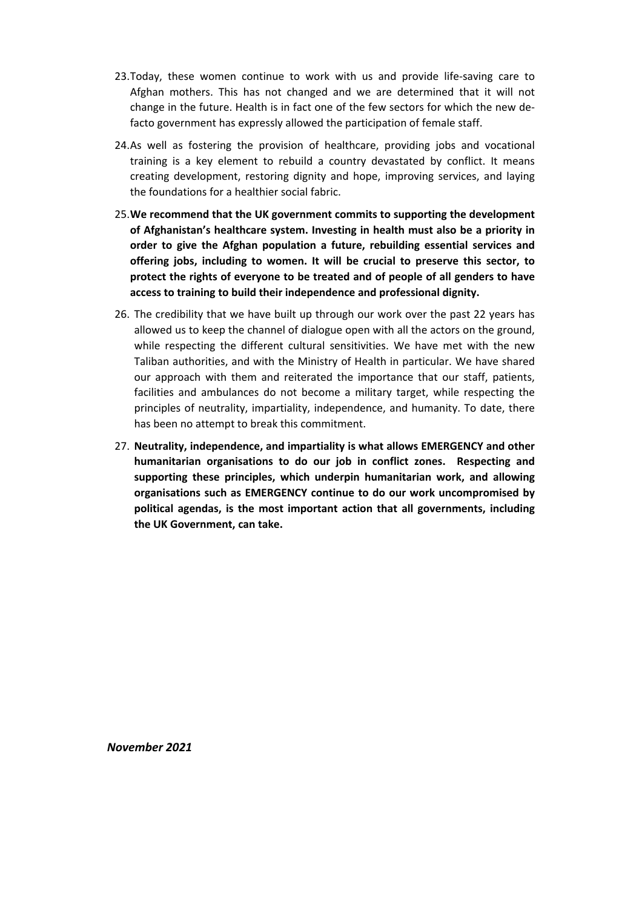23. Today, these women continue to work with us and provide life-saving care to Afghan mothers. This has not changed and we are determined that it will not change in the future. Health is in fact one of the few sectors for which the new de-facto government has expressly allowed the participation of female staff.

24. As well as fostering the provision of healthcare, providing jobs and vocational training is a key element to rebuild a country devastated by conflict. It means creating development, restoring dignity and hope, improving services, and laying the foundations for a healthier social fabric.

25. **We recommend that the UK government commits to supporting the development of Afghanistan's healthcare system. Investing in health must also be a priority in order to give the Afghan population a future, rebuilding essential services and offering jobs, including to women. It will be crucial to preserve this sector, to protect the rights of everyone to be treated and of people of all genders to have access to training to build their independence and professional dignity.**

26. The credibility that we have built up through our work over the past 22 years has allowed us to keep the channel of dialogue open with all the actors on the ground, while respecting the different cultural sensitivities. We have met with the new Taliban authorities, and with the Ministry of Health in particular. We have shared our approach with them and reiterated the importance that our staff, patients, facilities and ambulances do not become a military target, while respecting the principles of neutrality, impartiality, independence, and humanity. To date, there has been no attempt to break this commitment.

27. **Neutrality, independence, and impartiality is what allows EMERGENCY and other humanitarian organisations to do our job in conflict zones. Respecting and supporting these principles, which underpin humanitarian work, and allowing organisations such as EMERGENCY continue to do our work uncompromised by political agendas, is the most important action that all governments, including the UK Government, can take.**

***November 2021***